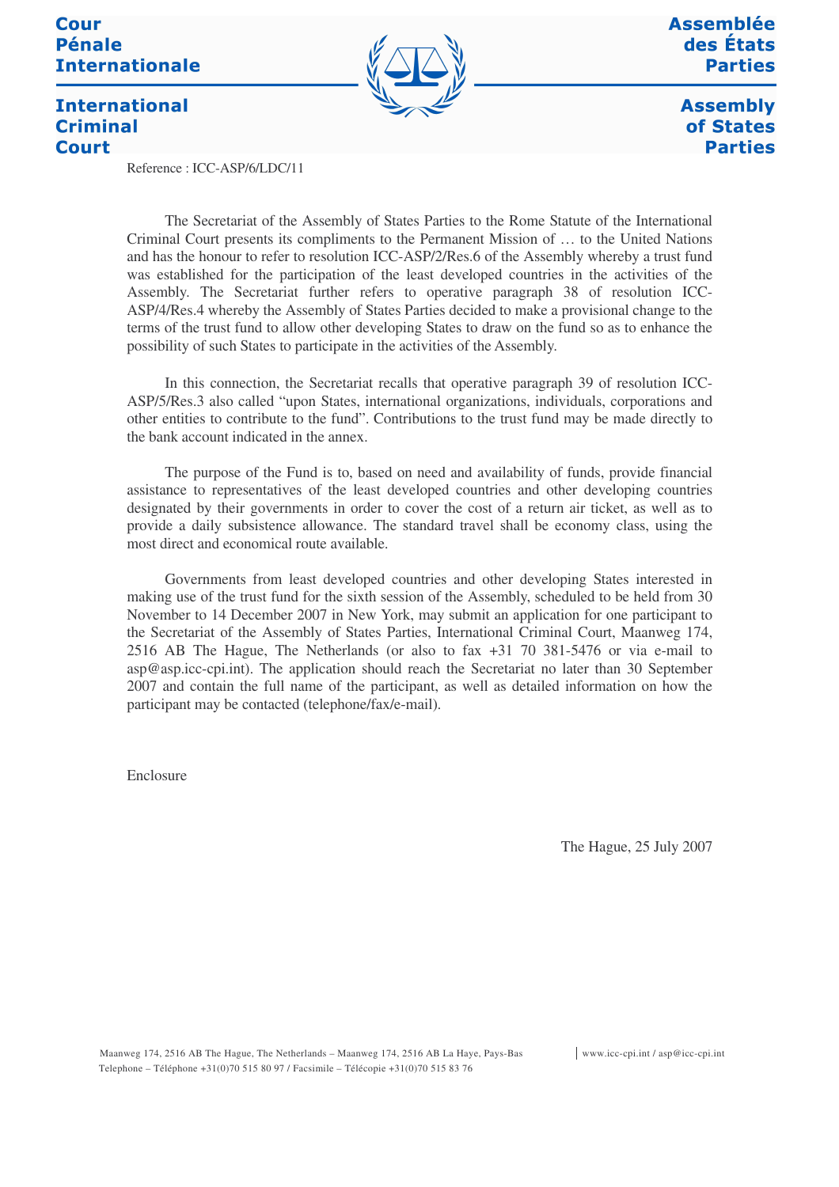Cour Pénale Internationale

International Criminal Court

Assemblée des États Parties

Assembly of States Parties

Reference : ICC-ASP/6/LDC/11

The Secretariat of the Assembly of States Parties to the Rome Statute of the International Criminal Court presents its compliments to the Permanent Mission of … to the United Nations and has the honour to refer to resolution ICC-ASP/2/Res.6 of the Assembly whereby a trust fund was established for the participation of the least developed countries in the activities of the Assembly. The Secretariat further refers to operative paragraph 38 of resolution ICC-ASP/4/Res.4 whereby the Assembly of States Parties decided to make a provisional change to the terms of the trust fund to allow other developing States to draw on the fund so as to enhance the possibility of such States to participate in the activities of the Assembly.

In this connection, the Secretariat recalls that operative paragraph 39 of resolution ICC-ASP/5/Res.3 also called "upon States, international organizations, individuals, corporations and other entities to contribute to the fund". Contributions to the trust fund may be made directly to the bank account indicated in the annex.

The purpose of the Fund is to, based on need and availability of funds, provide financial assistance to representatives of the least developed countries and other developing countries designated by their governments in order to cover the cost of a return air ticket, as well as to provide a daily subsistence allowance. The standard travel shall be economy class, using the most direct and economical route available.

Governments from least developed countries and other developing States interested in making use of the trust fund for the sixth session of the Assembly, scheduled to be held from 30 November to 14 December 2007 in New York, may submit an application for one participant to the Secretariat of the Assembly of States Parties, International Criminal Court, Maanweg 174, 2516 AB The Hague, The Netherlands (or also to fax +31 70 381-5476 or via e-mail to asp@asp.icc-cpi.int). The application should reach the Secretariat no later than 30 September 2007 and contain the full name of the participant, as well as detailed information on how the participant may be contacted (telephone/fax/e-mail).

Enclosure

The Hague, 25 July 2007

Maanweg 174, 2516 AB The Hague, The Netherlands – Maanweg 174, 2516 AB La Haye, Pays-Bas | www.icc-cpi.int / asp@icc-cpi.int
Telephone – Téléphone +31(0)70 515 80 97 / Facsimile – Télécopie +31(0)70 515 83 76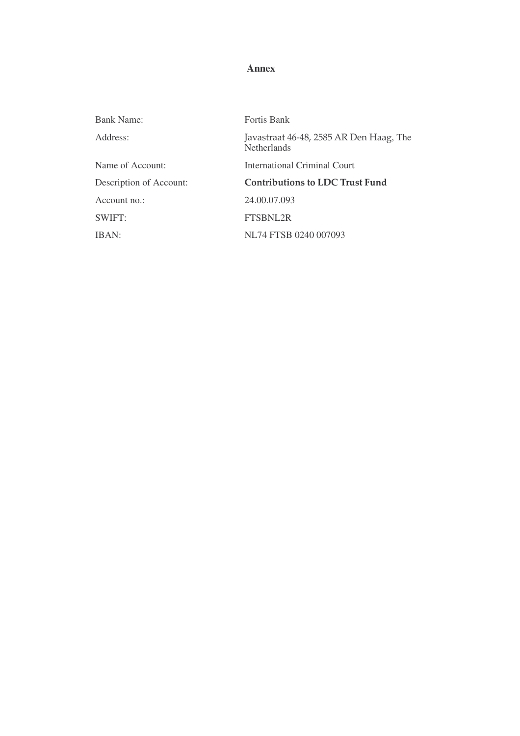# Annex

| | |
|---|---|
| Bank Name: | Fortis Bank |
| Address: | Javastraat 46-48, 2585 AR Den Haag, The Netherlands |
| Name of Account: | International Criminal Court |
| Description of Account: | **Contributions to LDC Trust Fund** |
| Account no.: | 24.00.07.093 |
| SWIFT: | FTSBNL2R |
| IBAN: | NL74 FTSB 0240 007093 |